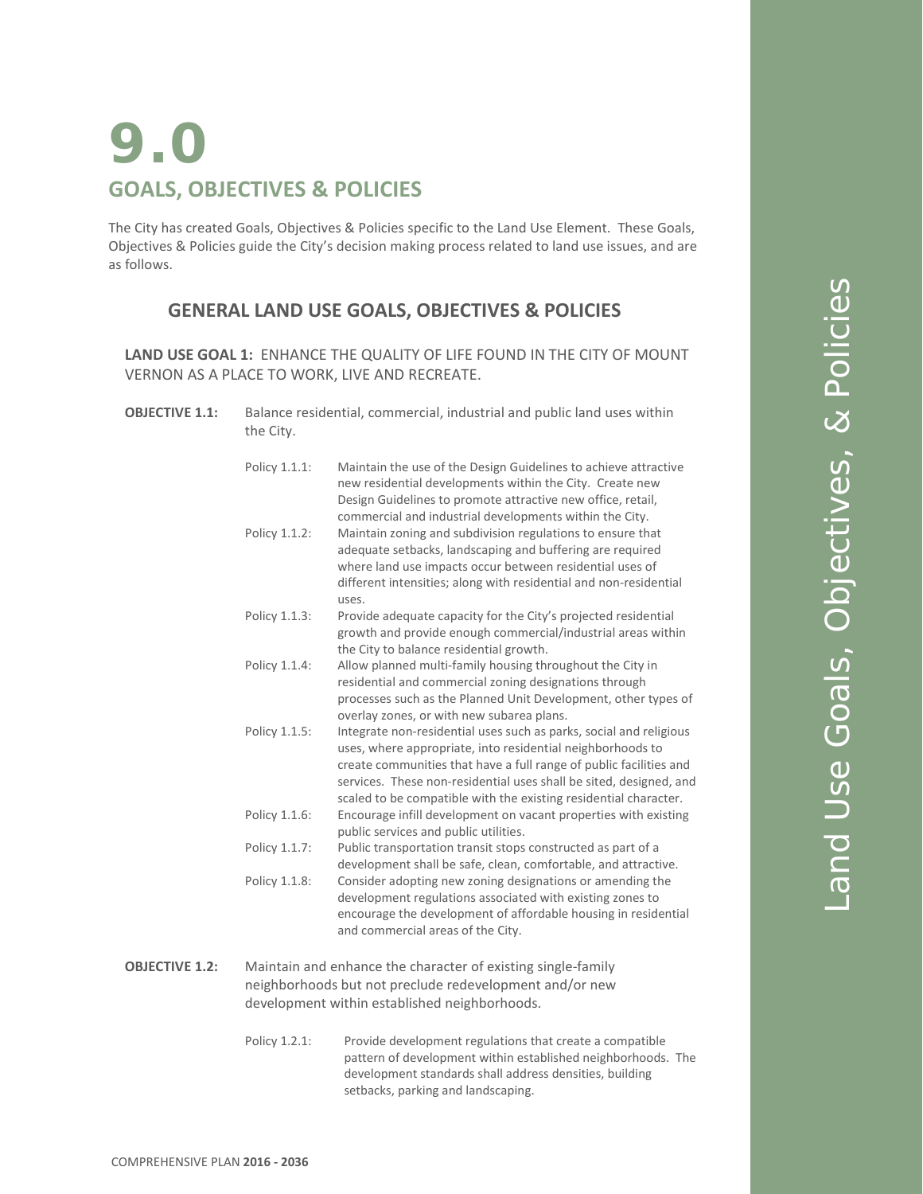# 9.0

## GOALS, OBJECTIVES & POLICIES

The City has created Goals, Objectives & Policies specific to the Land Use Element. These Goals, Objectives & Policies guide the City's decision making process related to land use issues, and are as follows.

### GENERAL LAND USE GOALS, OBJECTIVES & POLICIES

**LAND USE GOAL 1:** ENHANCE THE QUALITY OF LIFE FOUND IN THE CITY OF MOUNT VERNON AS A PLACE TO WORK, LIVE AND RECREATE.

**OBJECTIVE 1.1:** Balance residential, commercial, industrial and public land uses within the City.

Policy 1.1.1: Maintain the use of the Design Guidelines to achieve attractive new residential developments within the City. Create new Design Guidelines to promote attractive new office, retail, commercial and industrial developments within the City.

Policy 1.1.2: Maintain zoning and subdivision regulations to ensure that adequate setbacks, landscaping and buffering are required where land use impacts occur between residential uses of different intensities; along with residential and non-residential uses.

Policy 1.1.3: Provide adequate capacity for the City's projected residential growth and provide enough commercial/industrial areas within the City to balance residential growth.

Policy 1.1.4: Allow planned multi-family housing throughout the City in residential and commercial zoning designations through processes such as the Planned Unit Development, other types of overlay zones, or with new subarea plans.

Policy 1.1.5: Integrate non-residential uses such as parks, social and religious uses, where appropriate, into residential neighborhoods to create communities that have a full range of public facilities and services. These non-residential uses shall be sited, designed, and scaled to be compatible with the existing residential character.

Policy 1.1.6: Encourage infill development on vacant properties with existing public services and public utilities.

Policy 1.1.7: Public transportation transit stops constructed as part of a development shall be safe, clean, comfortable, and attractive.

Policy 1.1.8: Consider adopting new zoning designations or amending the development regulations associated with existing zones to encourage the development of affordable housing in residential and commercial areas of the City.

**OBJECTIVE 1.2:** Maintain and enhance the character of existing single-family neighborhoods but not preclude redevelopment and/or new development within established neighborhoods.

Policy 1.2.1: Provide development regulations that create a compatible pattern of development within established neighborhoods. The development standards shall address densities, building setbacks, parking and landscaping.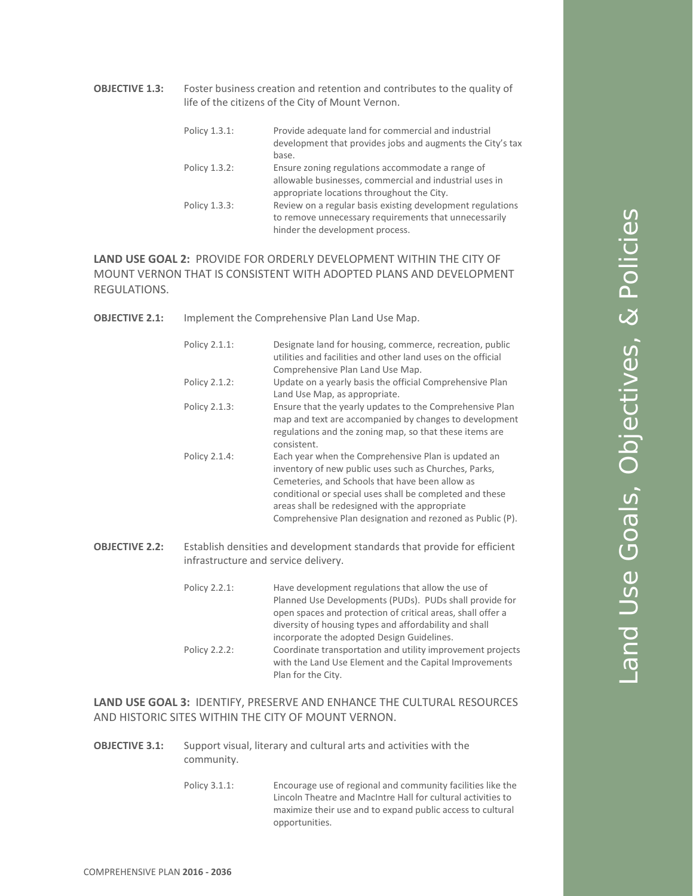**OBJECTIVE 1.3:** Foster business creation and retention and contributes to the quality of life of the citizens of the City of Mount Vernon.

| | |
|---|---|
| Policy 1.3.1: | Provide adequate land for commercial and industrial development that provides jobs and augments the City's tax base. |
| Policy 1.3.2: | Ensure zoning regulations accommodate a range of allowable businesses, commercial and industrial uses in appropriate locations throughout the City. |
| Policy 1.3.3: | Review on a regular basis existing development regulations to remove unnecessary requirements that unnecessarily hinder the development process. |

**LAND USE GOAL 2:** PROVIDE FOR ORDERLY DEVELOPMENT WITHIN THE CITY OF MOUNT VERNON THAT IS CONSISTENT WITH ADOPTED PLANS AND DEVELOPMENT REGULATIONS.

**OBJECTIVE 2.1:** Implement the Comprehensive Plan Land Use Map.

| | |
|---|---|
| Policy 2.1.1: | Designate land for housing, commerce, recreation, public utilities and facilities and other land uses on the official Comprehensive Plan Land Use Map. |
| Policy 2.1.2: | Update on a yearly basis the official Comprehensive Plan Land Use Map, as appropriate. |
| Policy 2.1.3: | Ensure that the yearly updates to the Comprehensive Plan map and text are accompanied by changes to development regulations and the zoning map, so that these items are consistent. |
| Policy 2.1.4: | Each year when the Comprehensive Plan is updated an inventory of new public uses such as Churches, Parks, Cemeteries, and Schools that have been allow as conditional or special uses shall be completed and these areas shall be redesigned with the appropriate Comprehensive Plan designation and rezoned as Public (P). |

**OBJECTIVE 2.2:** Establish densities and development standards that provide for efficient infrastructure and service delivery.

| | |
|---|---|
| Policy 2.2.1: | Have development regulations that allow the use of Planned Use Developments (PUDs). PUDs shall provide for open spaces and protection of critical areas, shall offer a diversity of housing types and affordability and shall incorporate the adopted Design Guidelines. |
| Policy 2.2.2: | Coordinate transportation and utility improvement projects with the Land Use Element and the Capital Improvements Plan for the City. |

**LAND USE GOAL 3:** IDENTIFY, PRESERVE AND ENHANCE THE CULTURAL RESOURCES AND HISTORIC SITES WITHIN THE CITY OF MOUNT VERNON.

**OBJECTIVE 3.1:** Support visual, literary and cultural arts and activities with the community.

| | |
|---|---|
| Policy 3.1.1: | Encourage use of regional and community facilities like the Lincoln Theatre and MacIntre Hall for cultural activities to maximize their use and to expand public access to cultural opportunities. |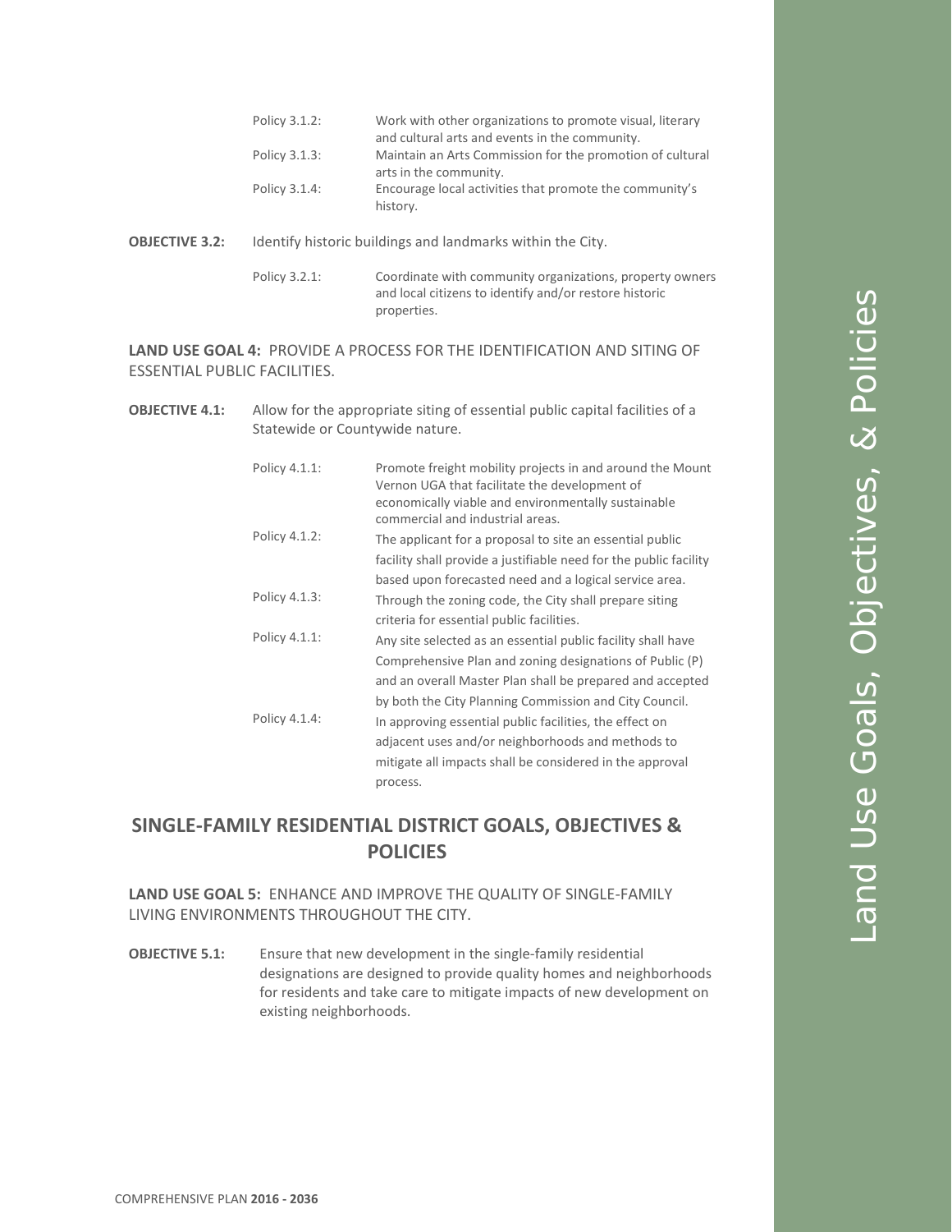Policy 3.1.2: Work with other organizations to promote visual, literary and cultural arts and events in the community.

Policy 3.1.3: Maintain an Arts Commission for the promotion of cultural arts in the community.

Policy 3.1.4: Encourage local activities that promote the community's history.

**OBJECTIVE 3.2:** Identify historic buildings and landmarks within the City.

Policy 3.2.1: Coordinate with community organizations, property owners and local citizens to identify and/or restore historic properties.

**LAND USE GOAL 4:** PROVIDE A PROCESS FOR THE IDENTIFICATION AND SITING OF ESSENTIAL PUBLIC FACILITIES.

**OBJECTIVE 4.1:** Allow for the appropriate siting of essential public capital facilities of a Statewide or Countywide nature.

Policy 4.1.1: Promote freight mobility projects in and around the Mount Vernon UGA that facilitate the development of economically viable and environmentally sustainable commercial and industrial areas.

Policy 4.1.2: The applicant for a proposal to site an essential public facility shall provide a justifiable need for the public facility based upon forecasted need and a logical service area.

Policy 4.1.3: Through the zoning code, the City shall prepare siting criteria for essential public facilities.

Policy 4.1.1: Any site selected as an essential public facility shall have Comprehensive Plan and zoning designations of Public (P) and an overall Master Plan shall be prepared and accepted by both the City Planning Commission and City Council.

Policy 4.1.4: In approving essential public facilities, the effect on adjacent uses and/or neighborhoods and methods to mitigate all impacts shall be considered in the approval process.

## SINGLE-FAMILY RESIDENTIAL DISTRICT GOALS, OBJECTIVES & POLICIES

**LAND USE GOAL 5:** ENHANCE AND IMPROVE THE QUALITY OF SINGLE-FAMILY LIVING ENVIRONMENTS THROUGHOUT THE CITY.

**OBJECTIVE 5.1:** Ensure that new development in the single-family residential designations are designed to provide quality homes and neighborhoods for residents and take care to mitigate impacts of new development on existing neighborhoods.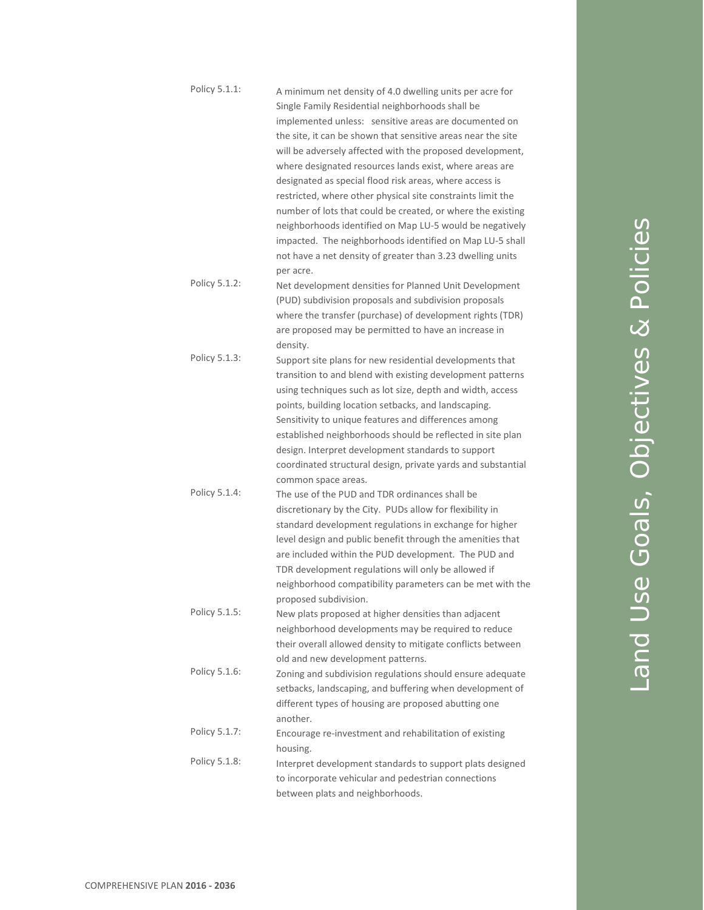Policy 5.1.1: A minimum net density of 4.0 dwelling units per acre for Single Family Residential neighborhoods shall be implemented unless: sensitive areas are documented on the site, it can be shown that sensitive areas near the site will be adversely affected with the proposed development, where designated resources lands exist, where areas are designated as special flood risk areas, where access is restricted, where other physical site constraints limit the number of lots that could be created, or where the existing neighborhoods identified on Map LU-5 would be negatively impacted. The neighborhoods identified on Map LU-5 shall not have a net density of greater than 3.23 dwelling units per acre.

Policy 5.1.2: Net development densities for Planned Unit Development (PUD) subdivision proposals and subdivision proposals where the transfer (purchase) of development rights (TDR) are proposed may be permitted to have an increase in density.

Policy 5.1.3: Support site plans for new residential developments that transition to and blend with existing development patterns using techniques such as lot size, depth and width, access points, building location setbacks, and landscaping. Sensitivity to unique features and differences among established neighborhoods should be reflected in site plan design. Interpret development standards to support coordinated structural design, private yards and substantial common space areas.

Policy 5.1.4: The use of the PUD and TDR ordinances shall be discretionary by the City. PUDs allow for flexibility in standard development regulations in exchange for higher level design and public benefit through the amenities that are included within the PUD development. The PUD and TDR development regulations will only be allowed if neighborhood compatibility parameters can be met with the proposed subdivision.

Policy 5.1.5: New plats proposed at higher densities than adjacent neighborhood developments may be required to reduce their overall allowed density to mitigate conflicts between old and new development patterns.

Policy 5.1.6: Zoning and subdivision regulations should ensure adequate setbacks, landscaping, and buffering when development of different types of housing are proposed abutting one another.

Policy 5.1.7: Encourage re-investment and rehabilitation of existing housing.

Policy 5.1.8: Interpret development standards to support plats designed to incorporate vehicular and pedestrian connections between plats and neighborhoods.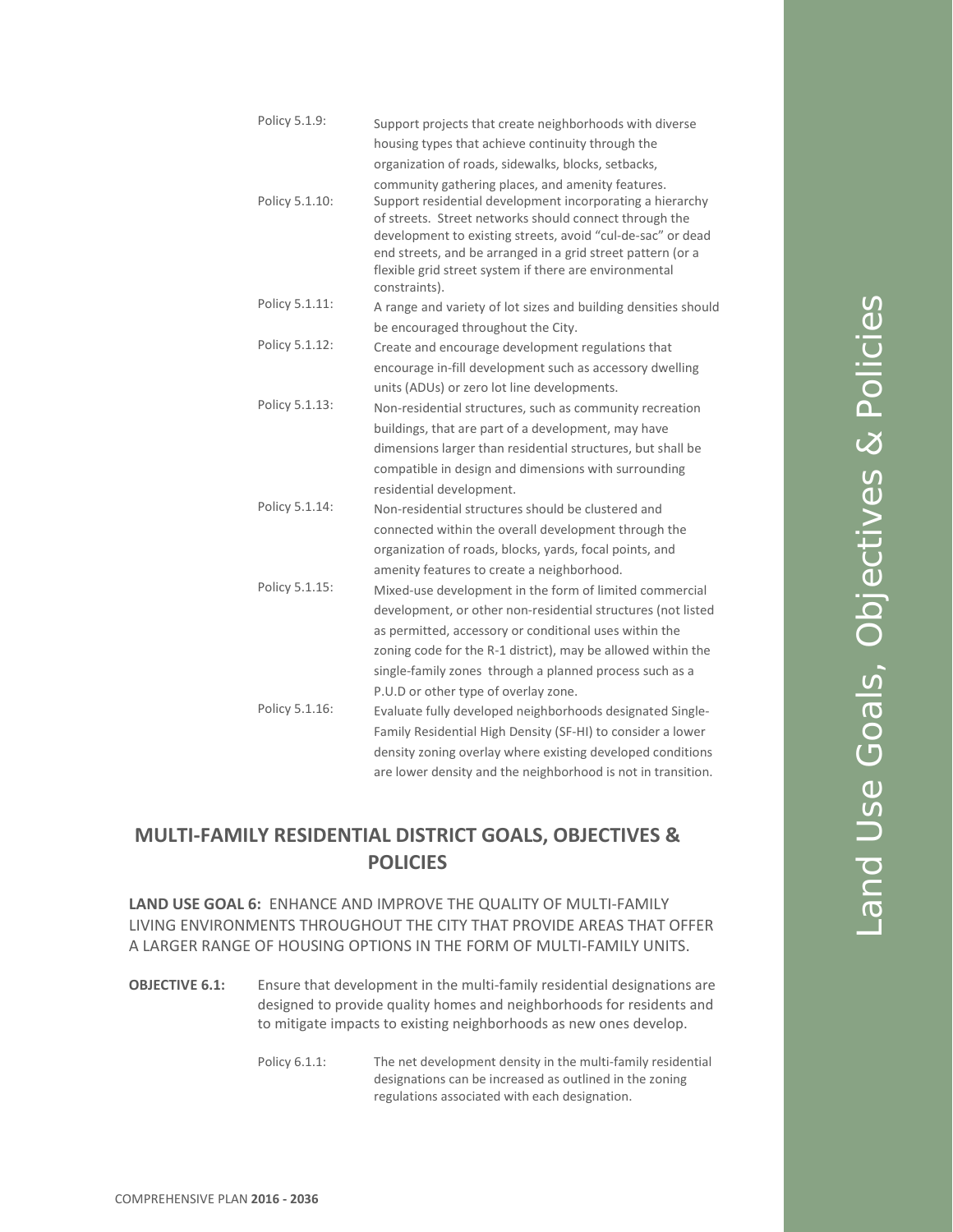Policy 5.1.9: Support projects that create neighborhoods with diverse housing types that achieve continuity through the organization of roads, sidewalks, blocks, setbacks, community gathering places, and amenity features.

Policy 5.1.10: Support residential development incorporating a hierarchy of streets. Street networks should connect through the development to existing streets, avoid "cul-de-sac" or dead end streets, and be arranged in a grid street pattern (or a flexible grid street system if there are environmental constraints).

Policy 5.1.11: A range and variety of lot sizes and building densities should be encouraged throughout the City.

Policy 5.1.12: Create and encourage development regulations that encourage in-fill development such as accessory dwelling units (ADUs) or zero lot line developments.

Policy 5.1.13: Non-residential structures, such as community recreation buildings, that are part of a development, may have dimensions larger than residential structures, but shall be compatible in design and dimensions with surrounding residential development.

Policy 5.1.14: Non-residential structures should be clustered and connected within the overall development through the organization of roads, blocks, yards, focal points, and amenity features to create a neighborhood.

Policy 5.1.15: Mixed-use development in the form of limited commercial development, or other non-residential structures (not listed as permitted, accessory or conditional uses within the zoning code for the R-1 district), may be allowed within the single-family zones through a planned process such as a P.U.D or other type of overlay zone.

Policy 5.1.16: Evaluate fully developed neighborhoods designated Single-Family Residential High Density (SF-HI) to consider a lower density zoning overlay where existing developed conditions are lower density and the neighborhood is not in transition.

## MULTI-FAMILY RESIDENTIAL DISTRICT GOALS, OBJECTIVES & POLICIES

**LAND USE GOAL 6:** ENHANCE AND IMPROVE THE QUALITY OF MULTI-FAMILY LIVING ENVIRONMENTS THROUGHOUT THE CITY THAT PROVIDE AREAS THAT OFFER A LARGER RANGE OF HOUSING OPTIONS IN THE FORM OF MULTI-FAMILY UNITS.

**OBJECTIVE 6.1:** Ensure that development in the multi-family residential designations are designed to provide quality homes and neighborhoods for residents and to mitigate impacts to existing neighborhoods as new ones develop.

Policy 6.1.1: The net development density in the multi-family residential designations can be increased as outlined in the zoning regulations associated with each designation.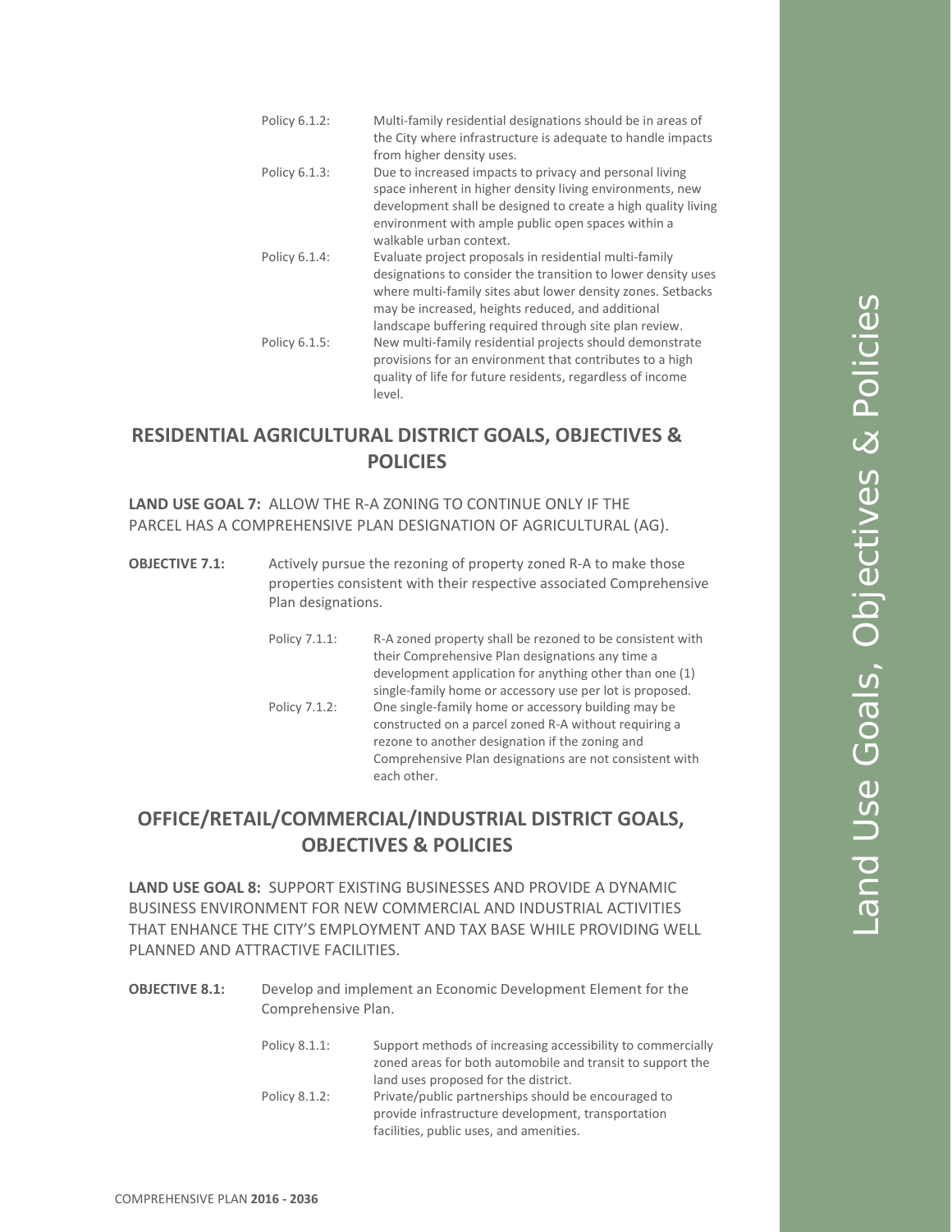Policy 6.1.2: Multi-family residential designations should be in areas of the City where infrastructure is adequate to handle impacts from higher density uses.

Policy 6.1.3: Due to increased impacts to privacy and personal living space inherent in higher density living environments, new development shall be designed to create a high quality living environment with ample public open spaces within a walkable urban context.

Policy 6.1.4: Evaluate project proposals in residential multi-family designations to consider the transition to lower density uses where multi-family sites abut lower density zones. Setbacks may be increased, heights reduced, and additional landscape buffering required through site plan review.

Policy 6.1.5: New multi-family residential projects should demonstrate provisions for an environment that contributes to a high quality of life for future residents, regardless of income level.

## RESIDENTIAL AGRICULTURAL DISTRICT GOALS, OBJECTIVES & POLICIES

**LAND USE GOAL 7:** ALLOW THE R-A ZONING TO CONTINUE ONLY IF THE PARCEL HAS A COMPREHENSIVE PLAN DESIGNATION OF AGRICULTURAL (AG).

**OBJECTIVE 7.1:** Actively pursue the rezoning of property zoned R-A to make those properties consistent with their respective associated Comprehensive Plan designations.

Policy 7.1.1: R-A zoned property shall be rezoned to be consistent with their Comprehensive Plan designations any time a development application for anything other than one (1) single-family home or accessory use per lot is proposed.

Policy 7.1.2: One single-family home or accessory building may be constructed on a parcel zoned R-A without requiring a rezone to another designation if the zoning and Comprehensive Plan designations are not consistent with each other.

## OFFICE/RETAIL/COMMERCIAL/INDUSTRIAL DISTRICT GOALS, OBJECTIVES & POLICIES

**LAND USE GOAL 8:** SUPPORT EXISTING BUSINESSES AND PROVIDE A DYNAMIC BUSINESS ENVIRONMENT FOR NEW COMMERCIAL AND INDUSTRIAL ACTIVITIES THAT ENHANCE THE CITY'S EMPLOYMENT AND TAX BASE WHILE PROVIDING WELL PLANNED AND ATTRACTIVE FACILITIES.

**OBJECTIVE 8.1:** Develop and implement an Economic Development Element for the Comprehensive Plan.

Policy 8.1.1: Support methods of increasing accessibility to commercially zoned areas for both automobile and transit to support the land uses proposed for the district.

Policy 8.1.2: Private/public partnerships should be encouraged to provide infrastructure development, transportation facilities, public uses, and amenities.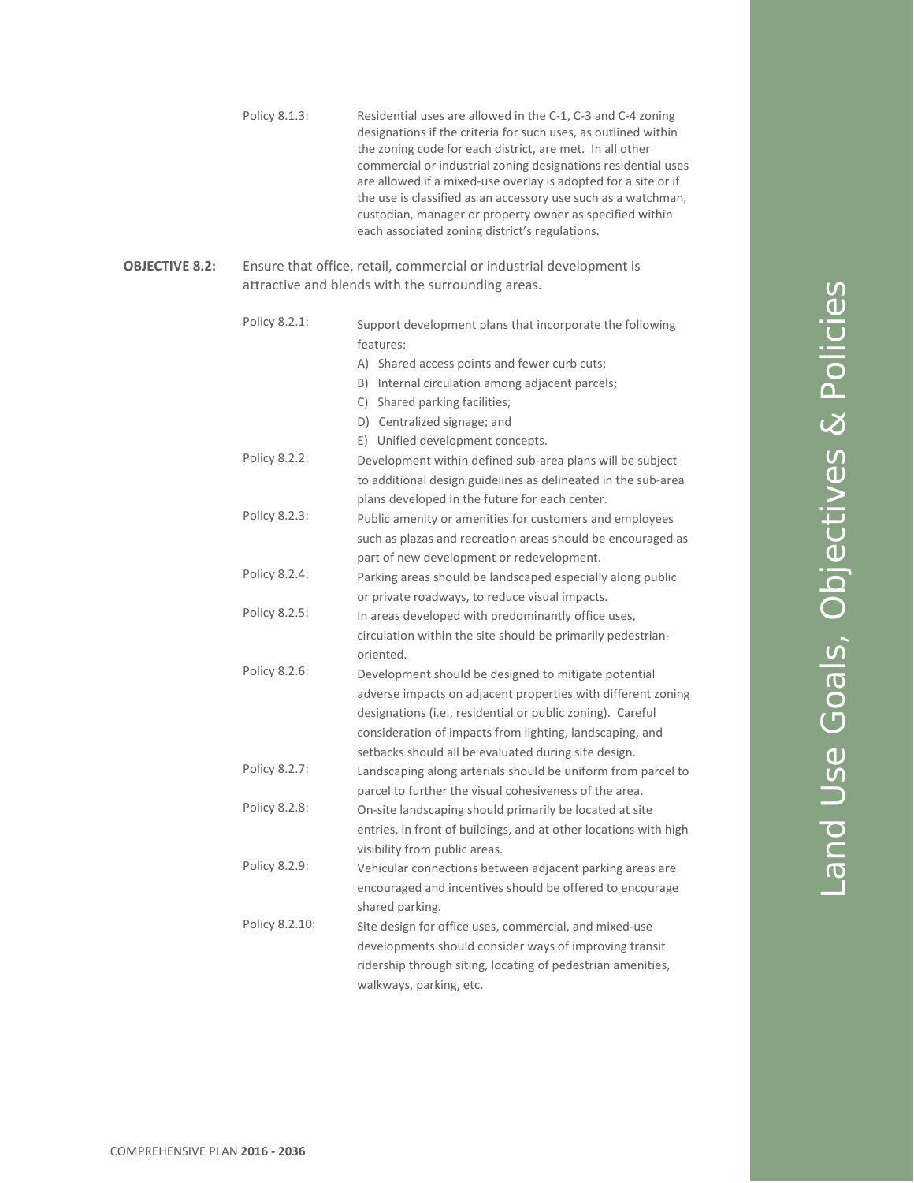Policy 8.1.3: Residential uses are allowed in the C-1, C-3 and C-4 zoning designations if the criteria for such uses, as outlined within the zoning code for each district, are met. In all other commercial or industrial zoning designations residential uses are allowed if a mixed-use overlay is adopted for a site or if the use is classified as an accessory use such as a watchman, custodian, manager or property owner as specified within each associated zoning district's regulations.

**OBJECTIVE 8.2:** Ensure that office, retail, commercial or industrial development is attractive and blends with the surrounding areas.

Policy 8.2.1: Support development plans that incorporate the following features:

A) Shared access points and fewer curb cuts;
B) Internal circulation among adjacent parcels;
C) Shared parking facilities;
D) Centralized signage; and
E) Unified development concepts.

Policy 8.2.2: Development within defined sub-area plans will be subject to additional design guidelines as delineated in the sub-area plans developed in the future for each center.

Policy 8.2.3: Public amenity or amenities for customers and employees such as plazas and recreation areas should be encouraged as part of new development or redevelopment.

Policy 8.2.4: Parking areas should be landscaped especially along public or private roadways, to reduce visual impacts.

Policy 8.2.5: In areas developed with predominantly office uses, circulation within the site should be primarily pedestrian-oriented.

Policy 8.2.6: Development should be designed to mitigate potential adverse impacts on adjacent properties with different zoning designations (i.e., residential or public zoning). Careful consideration of impacts from lighting, landscaping, and setbacks should all be evaluated during site design.

Policy 8.2.7: Landscaping along arterials should be uniform from parcel to parcel to further the visual cohesiveness of the area.

Policy 8.2.8: On-site landscaping should primarily be located at site entries, in front of buildings, and at other locations with high visibility from public areas.

Policy 8.2.9: Vehicular connections between adjacent parking areas are encouraged and incentives should be offered to encourage shared parking.

Policy 8.2.10: Site design for office uses, commercial, and mixed-use developments should consider ways of improving transit ridership through siting, locating of pedestrian amenities, walkways, parking, etc.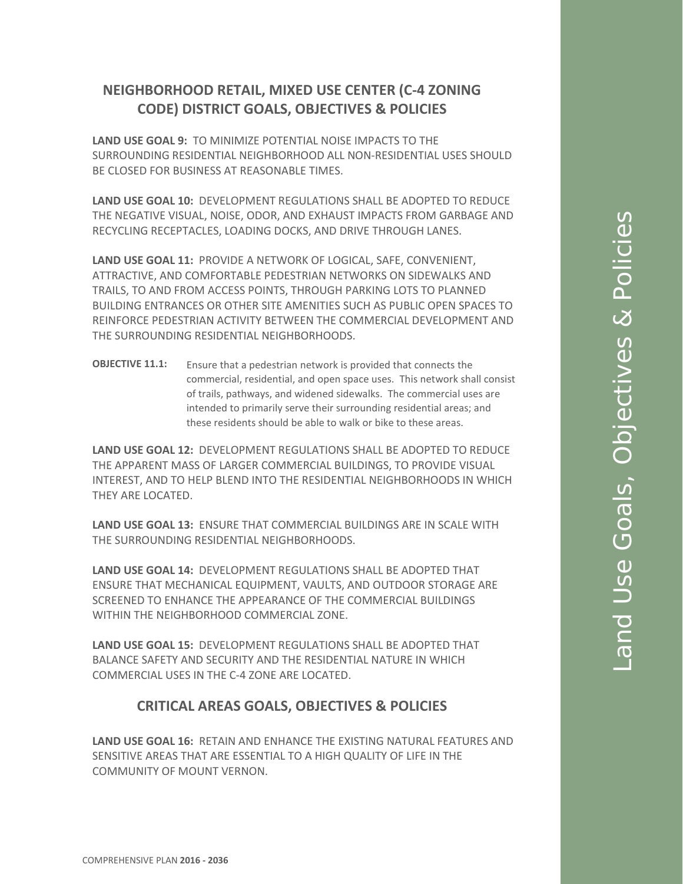## NEIGHBORHOOD RETAIL, MIXED USE CENTER (C-4 ZONING CODE) DISTRICT GOALS, OBJECTIVES & POLICIES

**LAND USE GOAL 9:** TO MINIMIZE POTENTIAL NOISE IMPACTS TO THE SURROUNDING RESIDENTIAL NEIGHBORHOOD ALL NON-RESIDENTIAL USES SHOULD BE CLOSED FOR BUSINESS AT REASONABLE TIMES.

**LAND USE GOAL 10:** DEVELOPMENT REGULATIONS SHALL BE ADOPTED TO REDUCE THE NEGATIVE VISUAL, NOISE, ODOR, AND EXHAUST IMPACTS FROM GARBAGE AND RECYCLING RECEPTACLES, LOADING DOCKS, AND DRIVE THROUGH LANES.

**LAND USE GOAL 11:** PROVIDE A NETWORK OF LOGICAL, SAFE, CONVENIENT, ATTRACTIVE, AND COMFORTABLE PEDESTRIAN NETWORKS ON SIDEWALKS AND TRAILS, TO AND FROM ACCESS POINTS, THROUGH PARKING LOTS TO PLANNED BUILDING ENTRANCES OR OTHER SITE AMENITIES SUCH AS PUBLIC OPEN SPACES TO REINFORCE PEDESTRIAN ACTIVITY BETWEEN THE COMMERCIAL DEVELOPMENT AND THE SURROUNDING RESIDENTIAL NEIGHBORHOODS.

**OBJECTIVE 11.1:** Ensure that a pedestrian network is provided that connects the commercial, residential, and open space uses. This network shall consist of trails, pathways, and widened sidewalks. The commercial uses are intended to primarily serve their surrounding residential areas; and these residents should be able to walk or bike to these areas.

**LAND USE GOAL 12:** DEVELOPMENT REGULATIONS SHALL BE ADOPTED TO REDUCE THE APPARENT MASS OF LARGER COMMERCIAL BUILDINGS, TO PROVIDE VISUAL INTEREST, AND TO HELP BLEND INTO THE RESIDENTIAL NEIGHBORHOODS IN WHICH THEY ARE LOCATED.

**LAND USE GOAL 13:** ENSURE THAT COMMERCIAL BUILDINGS ARE IN SCALE WITH THE SURROUNDING RESIDENTIAL NEIGHBORHOODS.

**LAND USE GOAL 14:** DEVELOPMENT REGULATIONS SHALL BE ADOPTED THAT ENSURE THAT MECHANICAL EQUIPMENT, VAULTS, AND OUTDOOR STORAGE ARE SCREENED TO ENHANCE THE APPEARANCE OF THE COMMERCIAL BUILDINGS WITHIN THE NEIGHBORHOOD COMMERCIAL ZONE.

**LAND USE GOAL 15:** DEVELOPMENT REGULATIONS SHALL BE ADOPTED THAT BALANCE SAFETY AND SECURITY AND THE RESIDENTIAL NATURE IN WHICH COMMERCIAL USES IN THE C-4 ZONE ARE LOCATED.

## CRITICAL AREAS GOALS, OBJECTIVES & POLICIES

**LAND USE GOAL 16:** RETAIN AND ENHANCE THE EXISTING NATURAL FEATURES AND SENSITIVE AREAS THAT ARE ESSENTIAL TO A HIGH QUALITY OF LIFE IN THE COMMUNITY OF MOUNT VERNON.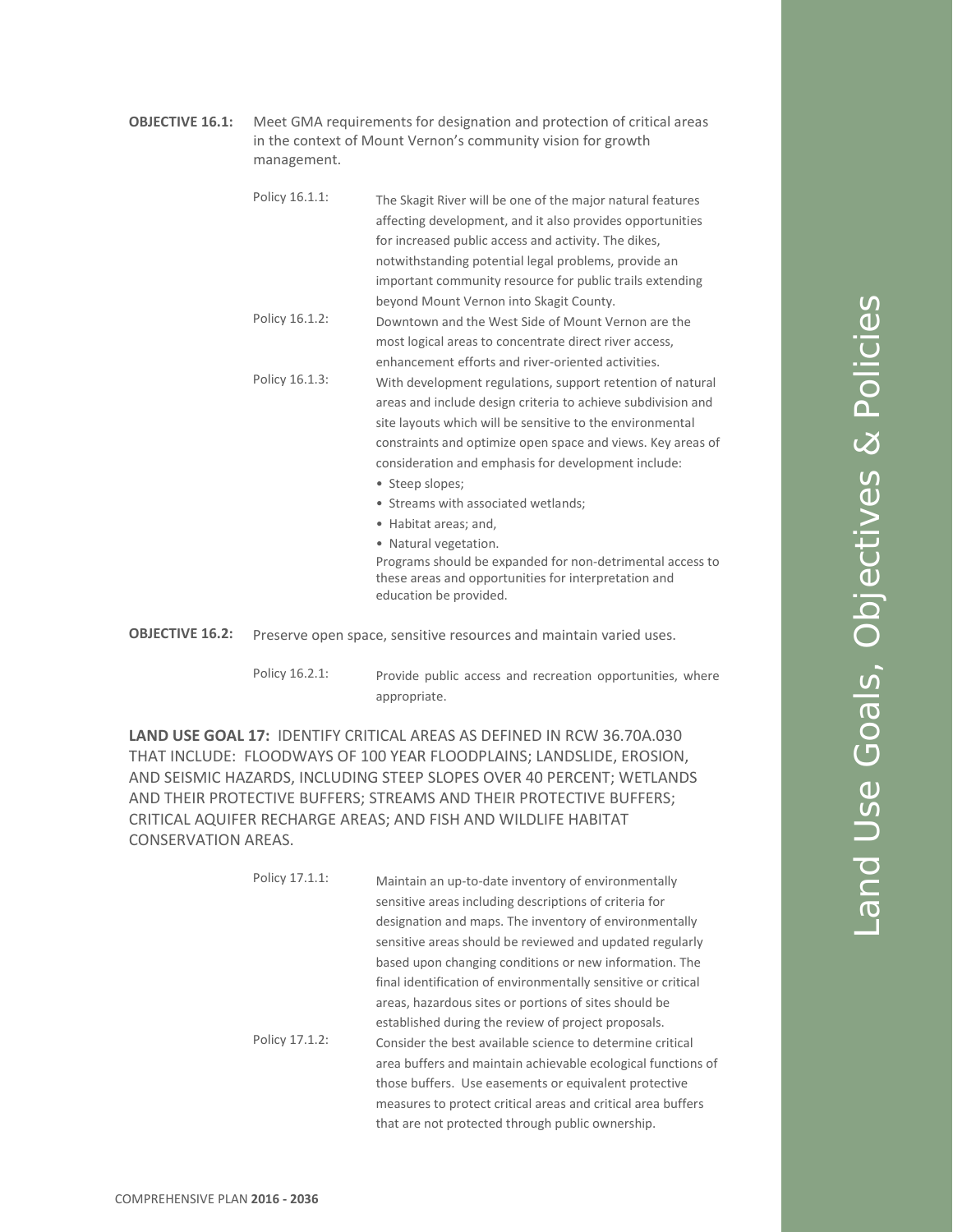**OBJECTIVE 16.1:** Meet GMA requirements for designation and protection of critical areas in the context of Mount Vernon's community vision for growth management.

Policy 16.1.1: The Skagit River will be one of the major natural features affecting development, and it also provides opportunities for increased public access and activity. The dikes, notwithstanding potential legal problems, provide an important community resource for public trails extending beyond Mount Vernon into Skagit County.

Policy 16.1.2: Downtown and the West Side of Mount Vernon are the most logical areas to concentrate direct river access, enhancement efforts and river-oriented activities.

Policy 16.1.3: With development regulations, support retention of natural areas and include design criteria to achieve subdivision and site layouts which will be sensitive to the environmental constraints and optimize open space and views. Key areas of consideration and emphasis for development include:

- Steep slopes;
- Streams with associated wetlands;
- Habitat areas; and,
- Natural vegetation.

Programs should be expanded for non-detrimental access to these areas and opportunities for interpretation and education be provided.

**OBJECTIVE 16.2:** Preserve open space, sensitive resources and maintain varied uses.

Policy 16.2.1: Provide public access and recreation opportunities, where appropriate.

**LAND USE GOAL 17:** IDENTIFY CRITICAL AREAS AS DEFINED IN RCW 36.70A.030 THAT INCLUDE: FLOODWAYS OF 100 YEAR FLOODPLAINS; LANDSLIDE, EROSION, AND SEISMIC HAZARDS, INCLUDING STEEP SLOPES OVER 40 PERCENT; WETLANDS AND THEIR PROTECTIVE BUFFERS; STREAMS AND THEIR PROTECTIVE BUFFERS; CRITICAL AQUIFER RECHARGE AREAS; AND FISH AND WILDLIFE HABITAT CONSERVATION AREAS.

Policy 17.1.1: Maintain an up-to-date inventory of environmentally sensitive areas including descriptions of criteria for designation and maps. The inventory of environmentally sensitive areas should be reviewed and updated regularly based upon changing conditions or new information. The final identification of environmentally sensitive or critical areas, hazardous sites or portions of sites should be established during the review of project proposals.

Policy 17.1.2: Consider the best available science to determine critical area buffers and maintain achievable ecological functions of those buffers. Use easements or equivalent protective measures to protect critical areas and critical area buffers that are not protected through public ownership.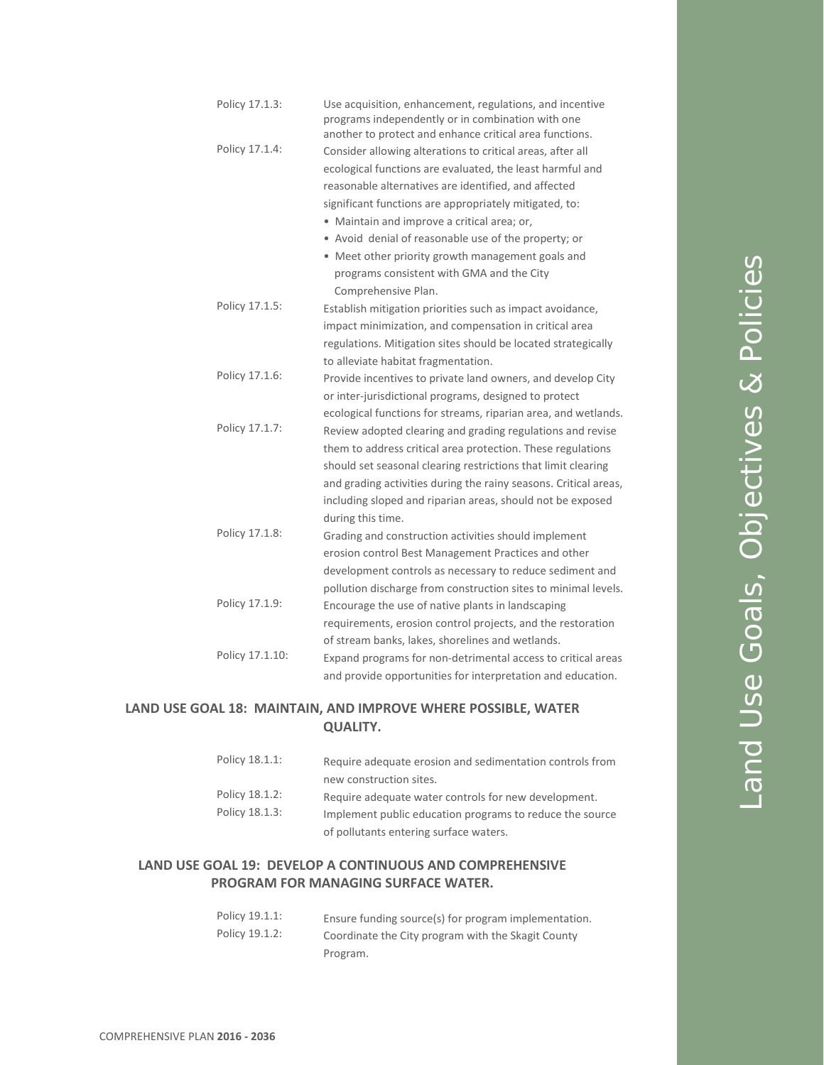Policy 17.1.3: Use acquisition, enhancement, regulations, and incentive programs independently or in combination with one another to protect and enhance critical area functions.

Policy 17.1.4: Consider allowing alterations to critical areas, after all ecological functions are evaluated, the least harmful and reasonable alternatives are identified, and affected significant functions are appropriately mitigated, to:

- Maintain and improve a critical area; or,
- Avoid denial of reasonable use of the property; or
- Meet other priority growth management goals and programs consistent with GMA and the City Comprehensive Plan.

Policy 17.1.5: Establish mitigation priorities such as impact avoidance, impact minimization, and compensation in critical area regulations. Mitigation sites should be located strategically to alleviate habitat fragmentation.

Policy 17.1.6: Provide incentives to private land owners, and develop City or inter-jurisdictional programs, designed to protect ecological functions for streams, riparian area, and wetlands.

Policy 17.1.7: Review adopted clearing and grading regulations and revise them to address critical area protection. These regulations should set seasonal clearing restrictions that limit clearing and grading activities during the rainy seasons. Critical areas, including sloped and riparian areas, should not be exposed during this time.

Policy 17.1.8: Grading and construction activities should implement erosion control Best Management Practices and other development controls as necessary to reduce sediment and pollution discharge from construction sites to minimal levels.

Policy 17.1.9: Encourage the use of native plants in landscaping requirements, erosion control projects, and the restoration of stream banks, lakes, shorelines and wetlands.

Policy 17.1.10: Expand programs for non-detrimental access to critical areas and provide opportunities for interpretation and education.

## LAND USE GOAL 18: MAINTAIN, AND IMPROVE WHERE POSSIBLE, WATER QUALITY.

Policy 18.1.1: Require adequate erosion and sedimentation controls from new construction sites.

Policy 18.1.2: Require adequate water controls for new development.

Policy 18.1.3: Implement public education programs to reduce the source of pollutants entering surface waters.

## LAND USE GOAL 19: DEVELOP A CONTINUOUS AND COMPREHENSIVE PROGRAM FOR MANAGING SURFACE WATER.

Policy 19.1.1: Ensure funding source(s) for program implementation.

Policy 19.1.2: Coordinate the City program with the Skagit County Program.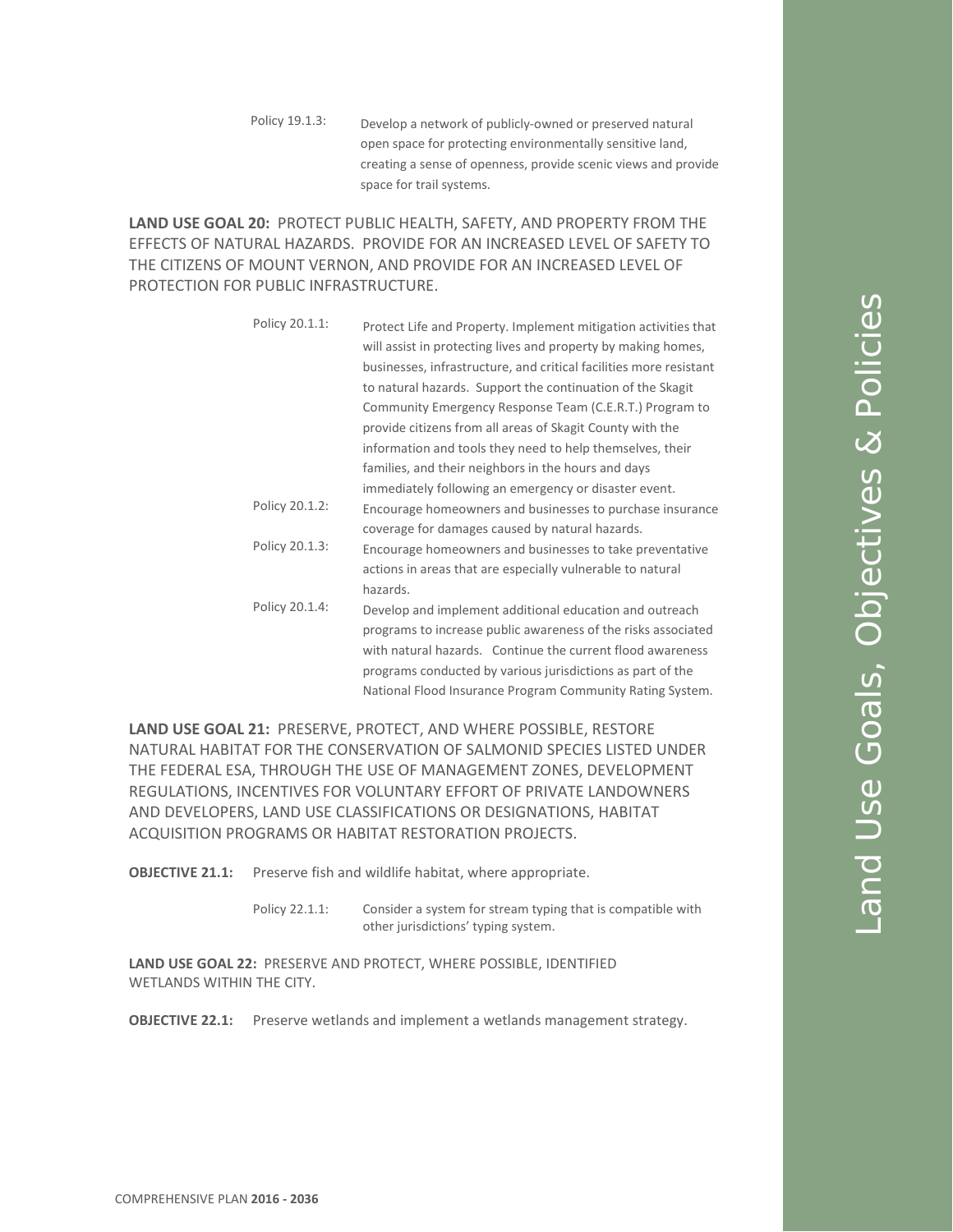Policy 19.1.3: Develop a network of publicly-owned or preserved natural open space for protecting environmentally sensitive land, creating a sense of openness, provide scenic views and provide space for trail systems.

**LAND USE GOAL 20:** PROTECT PUBLIC HEALTH, SAFETY, AND PROPERTY FROM THE EFFECTS OF NATURAL HAZARDS. PROVIDE FOR AN INCREASED LEVEL OF SAFETY TO THE CITIZENS OF MOUNT VERNON, AND PROVIDE FOR AN INCREASED LEVEL OF PROTECTION FOR PUBLIC INFRASTRUCTURE.

Policy 20.1.1: Protect Life and Property. Implement mitigation activities that will assist in protecting lives and property by making homes, businesses, infrastructure, and critical facilities more resistant to natural hazards. Support the continuation of the Skagit Community Emergency Response Team (C.E.R.T.) Program to provide citizens from all areas of Skagit County with the information and tools they need to help themselves, their families, and their neighbors in the hours and days immediately following an emergency or disaster event.

Policy 20.1.2: Encourage homeowners and businesses to purchase insurance coverage for damages caused by natural hazards.

Policy 20.1.3: Encourage homeowners and businesses to take preventative actions in areas that are especially vulnerable to natural hazards.

Policy 20.1.4: Develop and implement additional education and outreach programs to increase public awareness of the risks associated with natural hazards. Continue the current flood awareness programs conducted by various jurisdictions as part of the National Flood Insurance Program Community Rating System.

**LAND USE GOAL 21:** PRESERVE, PROTECT, AND WHERE POSSIBLE, RESTORE NATURAL HABITAT FOR THE CONSERVATION OF SALMONID SPECIES LISTED UNDER THE FEDERAL ESA, THROUGH THE USE OF MANAGEMENT ZONES, DEVELOPMENT REGULATIONS, INCENTIVES FOR VOLUNTARY EFFORT OF PRIVATE LANDOWNERS AND DEVELOPERS, LAND USE CLASSIFICATIONS OR DESIGNATIONS, HABITAT ACQUISITION PROGRAMS OR HABITAT RESTORATION PROJECTS.

**OBJECTIVE 21.1:** Preserve fish and wildlife habitat, where appropriate.

Policy 22.1.1: Consider a system for stream typing that is compatible with other jurisdictions' typing system.

**LAND USE GOAL 22:** PRESERVE AND PROTECT, WHERE POSSIBLE, IDENTIFIED WETLANDS WITHIN THE CITY.

**OBJECTIVE 22.1:** Preserve wetlands and implement a wetlands management strategy.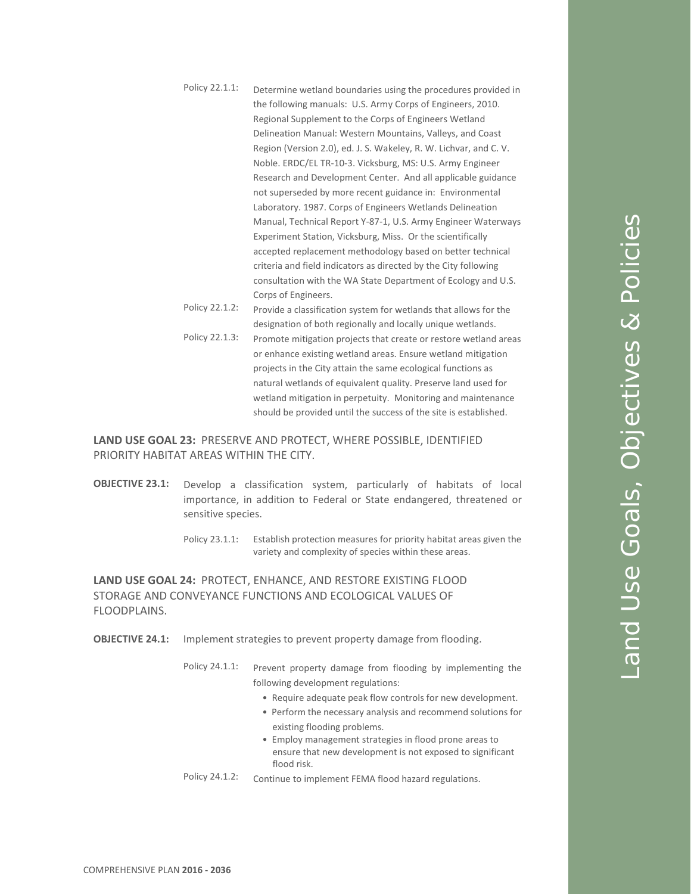Policy 22.1.1: Determine wetland boundaries using the procedures provided in the following manuals: U.S. Army Corps of Engineers, 2010. Regional Supplement to the Corps of Engineers Wetland Delineation Manual: Western Mountains, Valleys, and Coast Region (Version 2.0), ed. J. S. Wakeley, R. W. Lichvar, and C. V. Noble. ERDC/EL TR-10-3. Vicksburg, MS: U.S. Army Engineer Research and Development Center. And all applicable guidance not superseded by more recent guidance in: Environmental Laboratory. 1987. Corps of Engineers Wetlands Delineation Manual, Technical Report Y-87-1, U.S. Army Engineer Waterways Experiment Station, Vicksburg, Miss. Or the scientifically accepted replacement methodology based on better technical criteria and field indicators as directed by the City following consultation with the WA State Department of Ecology and U.S. Corps of Engineers.

Policy 22.1.2: Provide a classification system for wetlands that allows for the designation of both regionally and locally unique wetlands.

Policy 22.1.3: Promote mitigation projects that create or restore wetland areas or enhance existing wetland areas. Ensure wetland mitigation projects in the City attain the same ecological functions as natural wetlands of equivalent quality. Preserve land used for wetland mitigation in perpetuity. Monitoring and maintenance should be provided until the success of the site is established.

**LAND USE GOAL 23:** PRESERVE AND PROTECT, WHERE POSSIBLE, IDENTIFIED PRIORITY HABITAT AREAS WITHIN THE CITY.

**OBJECTIVE 23.1:** Develop a classification system, particularly of habitats of local importance, in addition to Federal or State endangered, threatened or sensitive species.

Policy 23.1.1: Establish protection measures for priority habitat areas given the variety and complexity of species within these areas.

**LAND USE GOAL 24:** PROTECT, ENHANCE, AND RESTORE EXISTING FLOOD STORAGE AND CONVEYANCE FUNCTIONS AND ECOLOGICAL VALUES OF FLOODPLAINS.

**OBJECTIVE 24.1:** Implement strategies to prevent property damage from flooding.

Policy 24.1.1: Prevent property damage from flooding by implementing the following development regulations:

- Require adequate peak flow controls for new development.
- Perform the necessary analysis and recommend solutions for existing flooding problems.
- Employ management strategies in flood prone areas to ensure that new development is not exposed to significant flood risk.

Policy 24.1.2: Continue to implement FEMA flood hazard regulations.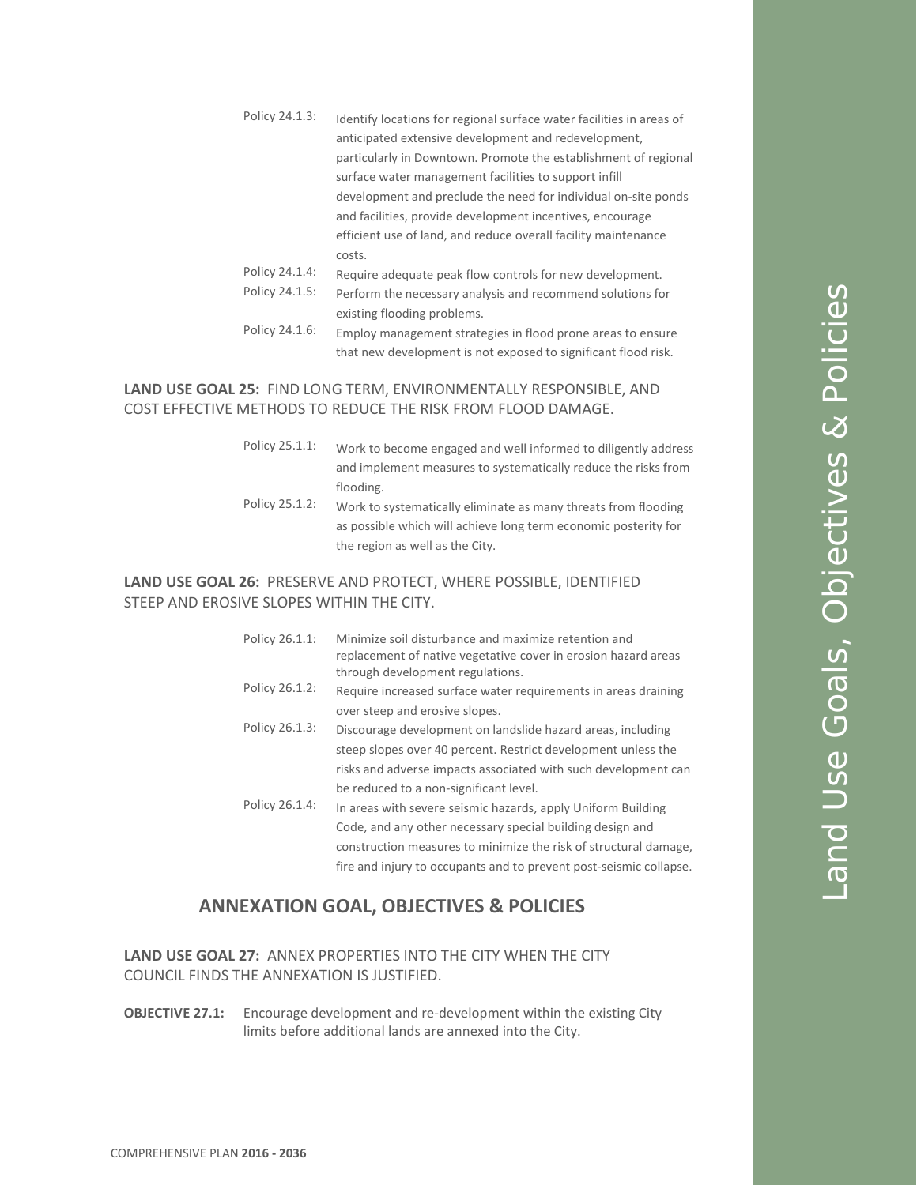Policy 24.1.3: Identify locations for regional surface water facilities in areas of anticipated extensive development and redevelopment, particularly in Downtown. Promote the establishment of regional surface water management facilities to support infill development and preclude the need for individual on-site ponds and facilities, provide development incentives, encourage efficient use of land, and reduce overall facility maintenance costs.

Policy 24.1.4: Require adequate peak flow controls for new development.

Policy 24.1.5: Perform the necessary analysis and recommend solutions for existing flooding problems.

Policy 24.1.6: Employ management strategies in flood prone areas to ensure that new development is not exposed to significant flood risk.

**LAND USE GOAL 25:** FIND LONG TERM, ENVIRONMENTALLY RESPONSIBLE, AND COST EFFECTIVE METHODS TO REDUCE THE RISK FROM FLOOD DAMAGE.

Policy 25.1.1: Work to become engaged and well informed to diligently address and implement measures to systematically reduce the risks from flooding.

Policy 25.1.2: Work to systematically eliminate as many threats from flooding as possible which will achieve long term economic posterity for the region as well as the City.

**LAND USE GOAL 26:** PRESERVE AND PROTECT, WHERE POSSIBLE, IDENTIFIED STEEP AND EROSIVE SLOPES WITHIN THE CITY.

Policy 26.1.1: Minimize soil disturbance and maximize retention and replacement of native vegetative cover in erosion hazard areas through development regulations.

Policy 26.1.2: Require increased surface water requirements in areas draining over steep and erosive slopes.

Policy 26.1.3: Discourage development on landslide hazard areas, including steep slopes over 40 percent. Restrict development unless the risks and adverse impacts associated with such development can be reduced to a non-significant level.

Policy 26.1.4: In areas with severe seismic hazards, apply Uniform Building Code, and any other necessary special building design and construction measures to minimize the risk of structural damage, fire and injury to occupants and to prevent post-seismic collapse.

## ANNEXATION GOAL, OBJECTIVES & POLICIES

**LAND USE GOAL 27:** ANNEX PROPERTIES INTO THE CITY WHEN THE CITY COUNCIL FINDS THE ANNEXATION IS JUSTIFIED.

**OBJECTIVE 27.1:** Encourage development and re-development within the existing City limits before additional lands are annexed into the City.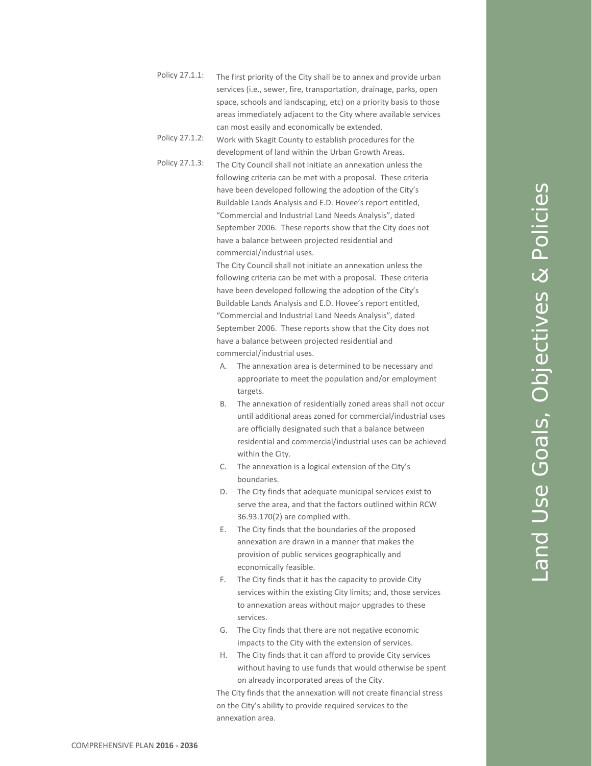Policy 27.1.1: The first priority of the City shall be to annex and provide urban services (i.e., sewer, fire, transportation, drainage, parks, open space, schools and landscaping, etc) on a priority basis to those areas immediately adjacent to the City where available services can most easily and economically be extended.

Policy 27.1.2: Work with Skagit County to establish procedures for the development of land within the Urban Growth Areas.

Policy 27.1.3: The City Council shall not initiate an annexation unless the following criteria can be met with a proposal. These criteria have been developed following the adoption of the City's Buildable Lands Analysis and E.D. Hovee's report entitled, "Commercial and Industrial Land Needs Analysis", dated September 2006. These reports show that the City does not have a balance between projected residential and commercial/industrial uses.

The City Council shall not initiate an annexation unless the following criteria can be met with a proposal. These criteria have been developed following the adoption of the City's Buildable Lands Analysis and E.D. Hovee's report entitled, "Commercial and Industrial Land Needs Analysis", dated September 2006. These reports show that the City does not have a balance between projected residential and commercial/industrial uses.

A. The annexation area is determined to be necessary and appropriate to meet the population and/or employment targets.
B. The annexation of residentially zoned areas shall not occur until additional areas zoned for commercial/industrial uses are officially designated such that a balance between residential and commercial/industrial uses can be achieved within the City.
C. The annexation is a logical extension of the City's boundaries.
D. The City finds that adequate municipal services exist to serve the area, and that the factors outlined within RCW 36.93.170(2) are complied with.
E. The City finds that the boundaries of the proposed annexation are drawn in a manner that makes the provision of public services geographically and economically feasible.
F. The City finds that it has the capacity to provide City services within the existing City limits; and, those services to annexation areas without major upgrades to these services.
G. The City finds that there are not negative economic impacts to the City with the extension of services.
H. The City finds that it can afford to provide City services without having to use funds that would otherwise be spent on already incorporated areas of the City.

The City finds that the annexation will not create financial stress on the City's ability to provide required services to the annexation area.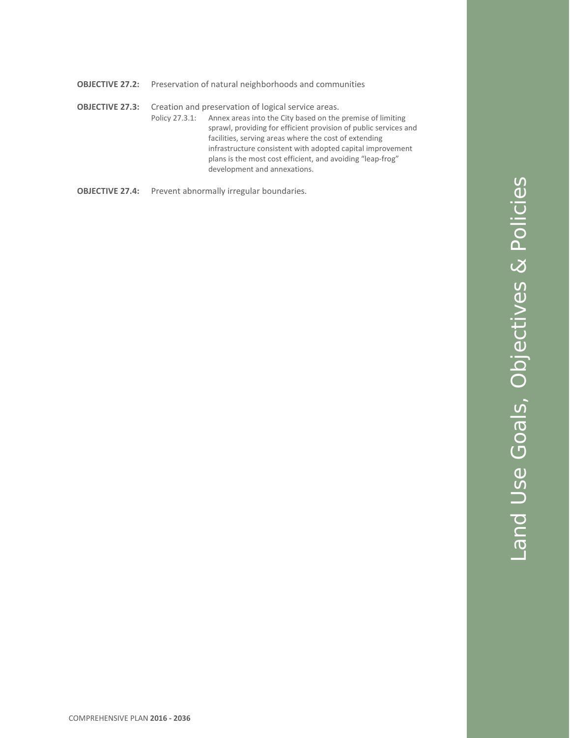**OBJECTIVE 27.2:** Preservation of natural neighborhoods and communities

**OBJECTIVE 27.3:** Creation and preservation of logical service areas.

Policy 27.3.1: Annex areas into the City based on the premise of limiting sprawl, providing for efficient provision of public services and facilities, serving areas where the cost of extending infrastructure consistent with adopted capital improvement plans is the most cost efficient, and avoiding "leap-frog" development and annexations.

**OBJECTIVE 27.4:** Prevent abnormally irregular boundaries.